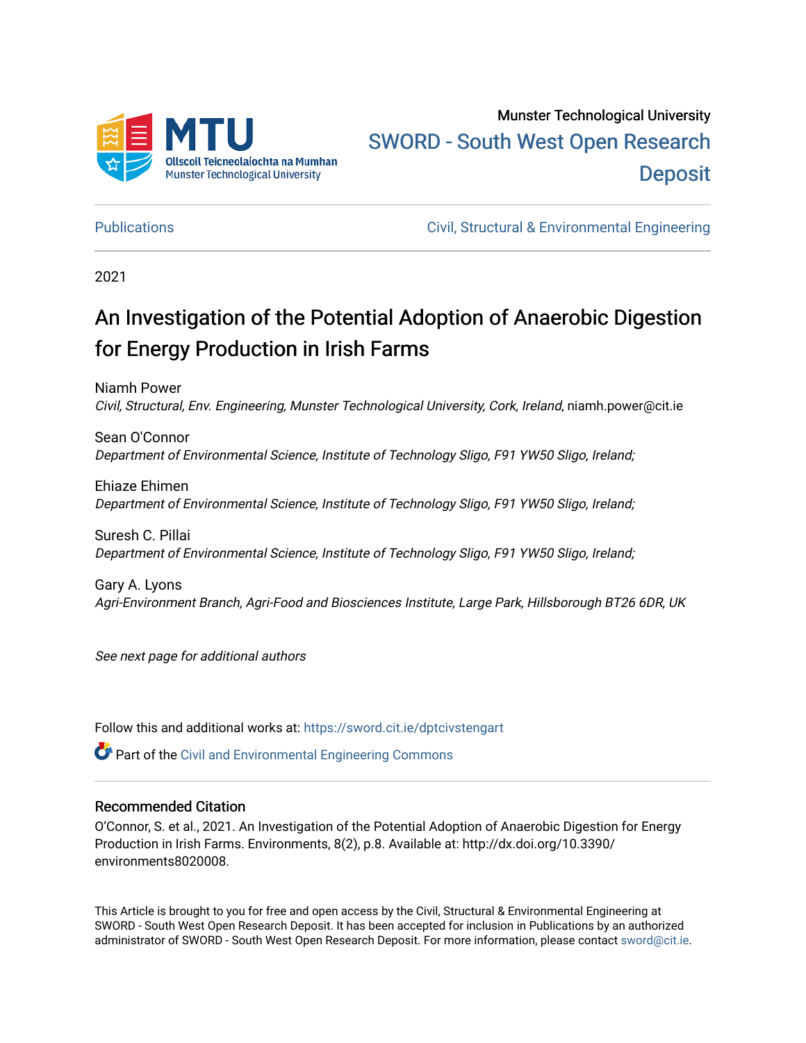Munster Technological University

SWORD - South West Open Research Deposit

Publications | Civil, Structural & Environmental Engineering

2021

# An Investigation of the Potential Adoption of Anaerobic Digestion for Energy Production in Irish Farms

Niamh Power
*Civil, Structural, Env. Engineering, Munster Technological University, Cork, Ireland*, niamh.power@cit.ie

Sean O'Connor
*Department of Environmental Science, Institute of Technology Sligo, F91 YW50 Sligo, Ireland;*

Ehiaze Ehimen
*Department of Environmental Science, Institute of Technology Sligo, F91 YW50 Sligo, Ireland;*

Suresh C. Pillai
*Department of Environmental Science, Institute of Technology Sligo, F91 YW50 Sligo, Ireland;*

Gary A. Lyons
*Agri-Environment Branch, Agri-Food and Biosciences Institute, Large Park, Hillsborough BT26 6DR, UK*

*See next page for additional authors*

Follow this and additional works at: https://sword.cit.ie/dptcivstengart

Part of the Civil and Environmental Engineering Commons

## Recommended Citation

O'Connor, S. et al., 2021. An Investigation of the Potential Adoption of Anaerobic Digestion for Energy Production in Irish Farms. Environments, 8(2), p.8. Available at: http://dx.doi.org/10.3390/environments8020008.

This Article is brought to you for free and open access by the Civil, Structural & Environmental Engineering at SWORD - South West Open Research Deposit. It has been accepted for inclusion in Publications by an authorized administrator of SWORD - South West Open Research Deposit. For more information, please contact sword@cit.ie.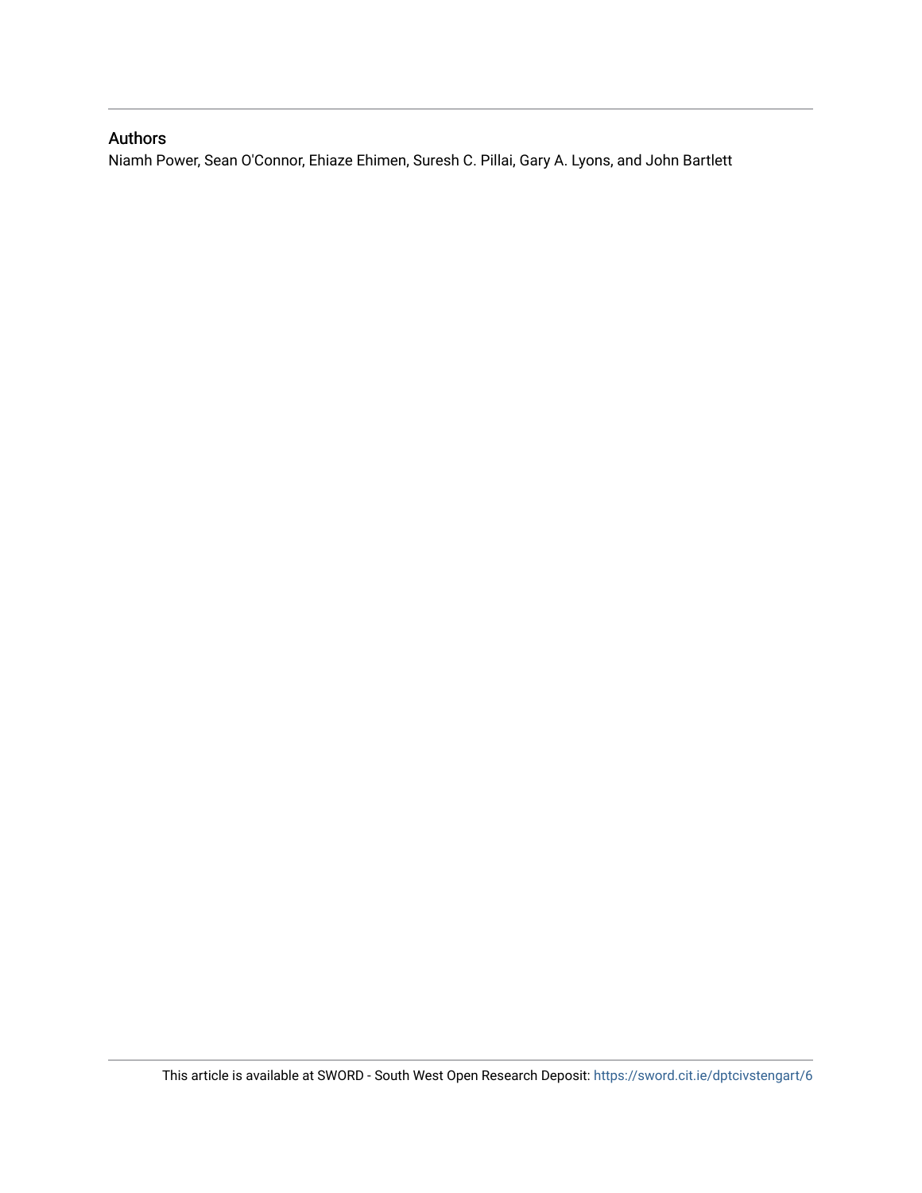## Authors

Niamh Power, Sean O'Connor, Ehiaze Ehimen, Suresh C. Pillai, Gary A. Lyons, and John Bartlett

This article is available at SWORD - South West Open Research Deposit: https://sword.cit.ie/dptcivstengart/6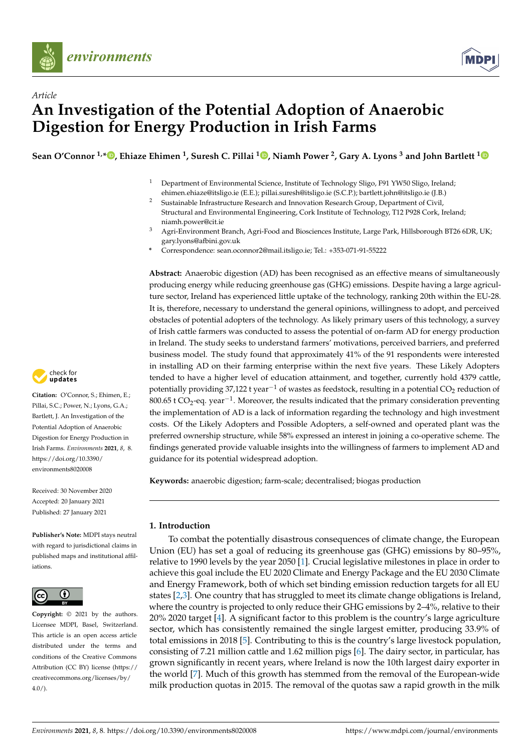*Article*

# An Investigation of the Potential Adoption of Anaerobic Digestion for Energy Production in Irish Farms

**Sean O'Connor [1,*], Ehiaze Ehimen [1], Suresh C. Pillai [1], Niamh Power [2], Gary A. Lyons [3] and John Bartlett [1]**

[1] Department of Environmental Science, Institute of Technology Sligo, F91 YW50 Sligo, Ireland; ehimen.ehiaze@itsligo.ie (E.E.); pillai.suresh@itsligo.ie (S.C.P.); bartlett.john@itsligo.ie (J.B.)

[2] Sustainable Infrastructure Research and Innovation Research Group, Department of Civil, Structural and Environmental Engineering, Cork Institute of Technology, T12 P928 Cork, Ireland; niamh.power@cit.ie

[3] Agri-Environment Branch, Agri-Food and Biosciences Institute, Large Park, Hillsborough BT26 6DR, UK; gary.lyons@afbini.gov.uk

\* Correspondence: sean.oconnor2@mail.itsligo.ie; Tel.: +353-071-91-55222

**Abstract:** Anaerobic digestion (AD) has been recognised as an effective means of simultaneously producing energy while reducing greenhouse gas (GHG) emissions. Despite having a large agriculture sector, Ireland has experienced little uptake of the technology, ranking 20th within the EU-28. It is, therefore, necessary to understand the general opinions, willingness to adopt, and perceived obstacles of potential adopters of the technology. As likely primary users of this technology, a survey of Irish cattle farmers was conducted to assess the potential of on-farm AD for energy production in Ireland. The study seeks to understand farmers' motivations, perceived barriers, and preferred business model. The study found that approximately 41% of the 91 respondents were interested in installing AD on their farming enterprise within the next five years. These Likely Adopters tended to have a higher level of education attainment, and together, currently hold 4379 cattle, potentially providing 37,122 t year$^{-1}$ of wastes as feedstock, resulting in a potential $CO_2$ reduction of 800.65 t $CO_2$-eq. year$^{-1}$. Moreover, the results indicated that the primary consideration preventing the implementation of AD is a lack of information regarding the technology and high investment costs. Of the Likely Adopters and Possible Adopters, a self-owned and operated plant was the preferred ownership structure, while 58% expressed an interest in joining a co-operative scheme. The findings generated provide valuable insights into the willingness of farmers to implement AD and guidance for its potential widespread adoption.

**Keywords:** anaerobic digestion; farm-scale; decentralised; biogas production

**Citation:** O'Connor, S.; Ehimen, E.; Pillai, S.C.; Power, N.; Lyons, G.A.; Bartlett, J. An Investigation of the Potential Adoption of Anaerobic Digestion for Energy Production in Irish Farms. *Environments* **2021**, *8*, 8. https://doi.org/10.3390/environments8020008

Received: 30 November 2020
Accepted: 20 January 2021
Published: 27 January 2021

**Publisher's Note:** MDPI stays neutral with regard to jurisdictional claims in published maps and institutional affiliations.

**Copyright:** © 2021 by the authors. Licensee MDPI, Basel, Switzerland. This article is an open access article distributed under the terms and conditions of the Creative Commons Attribution (CC BY) license (https://creativecommons.org/licenses/by/4.0/).

## 1. Introduction

To combat the potentially disastrous consequences of climate change, the European Union (EU) has set a goal of reducing its greenhouse gas (GHG) emissions by 80–95%, relative to 1990 levels by the year 2050 [1]. Crucial legislative milestones in place in order to achieve this goal include the EU 2020 Climate and Energy Package and the EU 2030 Climate and Energy Framework, both of which set binding emission reduction targets for all EU states [2,3]. One country that has struggled to meet its climate change obligations is Ireland, where the country is projected to only reduce their GHG emissions by 2–4%, relative to their 20% 2020 target [4]. A significant factor to this problem is the country's large agriculture sector, which has consistently remained the single largest emitter, producing 33.9% of total emissions in 2018 [5]. Contributing to this is the country's large livestock population, consisting of 7.21 million cattle and 1.62 million pigs [6]. The dairy sector, in particular, has grown significantly in recent years, where Ireland is now the 10th largest dairy exporter in the world [7]. Much of this growth has stemmed from the removal of the European-wide milk production quotas in 2015. The removal of the quotas saw a rapid growth in the milk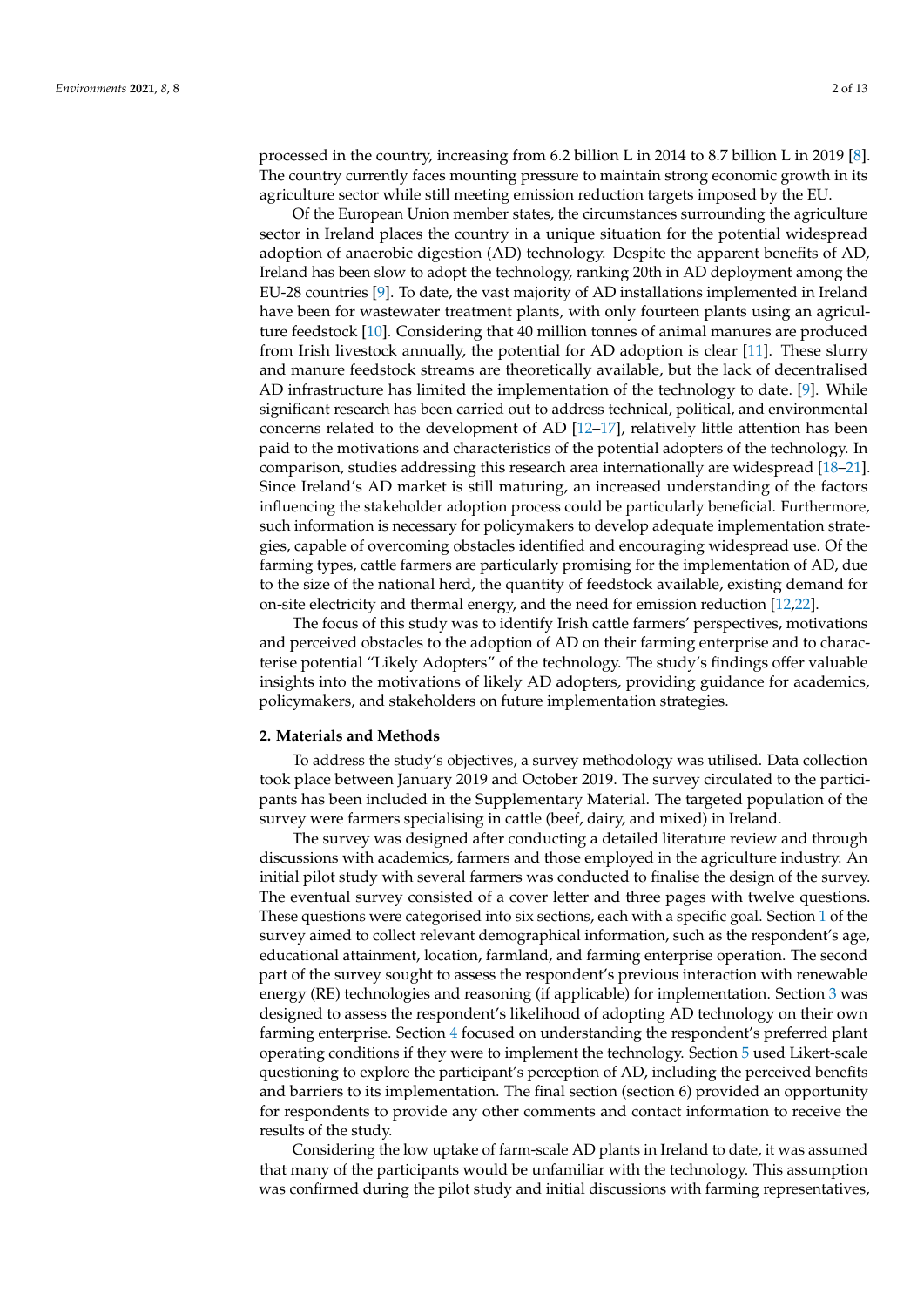processed in the country, increasing from 6.2 billion L in 2014 to 8.7 billion L in 2019 [8]. The country currently faces mounting pressure to maintain strong economic growth in its agriculture sector while still meeting emission reduction targets imposed by the EU.

Of the European Union member states, the circumstances surrounding the agriculture sector in Ireland places the country in a unique situation for the potential widespread adoption of anaerobic digestion (AD) technology. Despite the apparent benefits of AD, Ireland has been slow to adopt the technology, ranking 20th in AD deployment among the EU-28 countries [9]. To date, the vast majority of AD installations implemented in Ireland have been for wastewater treatment plants, with only fourteen plants using an agriculture feedstock [10]. Considering that 40 million tonnes of animal manures are produced from Irish livestock annually, the potential for AD adoption is clear [11]. These slurry and manure feedstock streams are theoretically available, but the lack of decentralised AD infrastructure has limited the implementation of the technology to date. [9]. While significant research has been carried out to address technical, political, and environmental concerns related to the development of AD [12–17], relatively little attention has been paid to the motivations and characteristics of the potential adopters of the technology. In comparison, studies addressing this research area internationally are widespread [18–21]. Since Ireland's AD market is still maturing, an increased understanding of the factors influencing the stakeholder adoption process could be particularly beneficial. Furthermore, such information is necessary for policymakers to develop adequate implementation strategies, capable of overcoming obstacles identified and encouraging widespread use. Of the farming types, cattle farmers are particularly promising for the implementation of AD, due to the size of the national herd, the quantity of feedstock available, existing demand for on-site electricity and thermal energy, and the need for emission reduction [12,22].

The focus of this study was to identify Irish cattle farmers' perspectives, motivations and perceived obstacles to the adoption of AD on their farming enterprise and to characterise potential "Likely Adopters" of the technology. The study's findings offer valuable insights into the motivations of likely AD adopters, providing guidance for academics, policymakers, and stakeholders on future implementation strategies.

## 2. Materials and Methods

To address the study's objectives, a survey methodology was utilised. Data collection took place between January 2019 and October 2019. The survey circulated to the participants has been included in the Supplementary Material. The targeted population of the survey were farmers specialising in cattle (beef, dairy, and mixed) in Ireland.

The survey was designed after conducting a detailed literature review and through discussions with academics, farmers and those employed in the agriculture industry. An initial pilot study with several farmers was conducted to finalise the design of the survey. The eventual survey consisted of a cover letter and three pages with twelve questions. These questions were categorised into six sections, each with a specific goal. Section 1 of the survey aimed to collect relevant demographical information, such as the respondent's age, educational attainment, location, farmland, and farming enterprise operation. The second part of the survey sought to assess the respondent's previous interaction with renewable energy (RE) technologies and reasoning (if applicable) for implementation. Section 3 was designed to assess the respondent's likelihood of adopting AD technology on their own farming enterprise. Section 4 focused on understanding the respondent's preferred plant operating conditions if they were to implement the technology. Section 5 used Likert-scale questioning to explore the participant's perception of AD, including the perceived benefits and barriers to its implementation. The final section (section 6) provided an opportunity for respondents to provide any other comments and contact information to receive the results of the study.

Considering the low uptake of farm-scale AD plants in Ireland to date, it was assumed that many of the participants would be unfamiliar with the technology. This assumption was confirmed during the pilot study and initial discussions with farming representatives,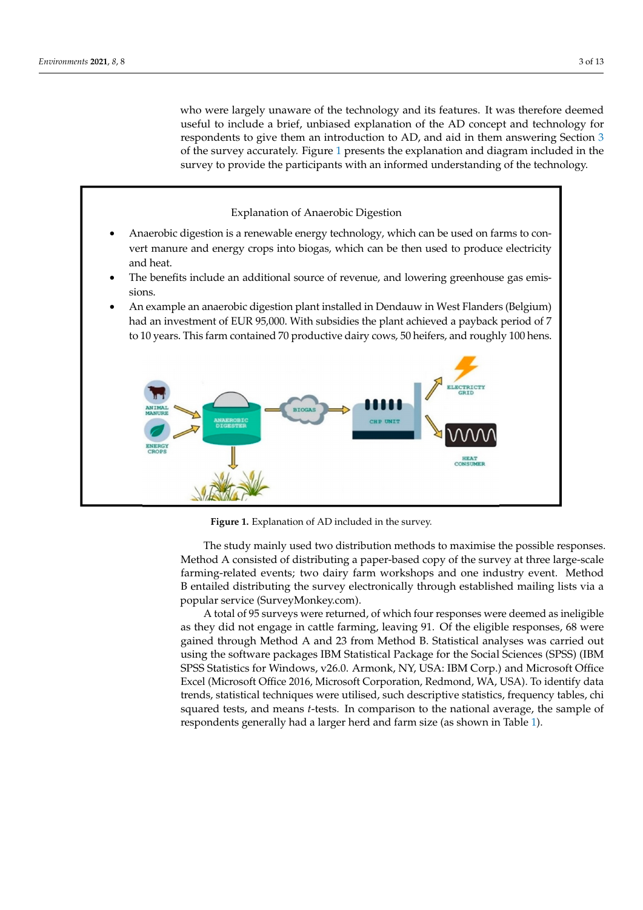who were largely unaware of the technology and its features. It was therefore deemed useful to include a brief, unbiased explanation of the AD concept and technology for respondents to give them an introduction to AD, and aid in them answering Section 3 of the survey accurately. Figure 1 presents the explanation and diagram included in the survey to provide the participants with an informed understanding of the technology.

Explanation of Anaerobic Digestion

- Anaerobic digestion is a renewable energy technology, which can be used on farms to convert manure and energy crops into biogas, which can be then used to produce electricity and heat.
- The benefits include an additional source of revenue, and lowering greenhouse gas emissions.
- An example an anaerobic digestion plant installed in Dendauw in West Flanders (Belgium) had an investment of EUR 95,000. With subsidies the plant achieved a payback period of 7 to 10 years. This farm contained 70 productive dairy cows, 50 heifers, and roughly 100 hens.

**Figure 1.** Explanation of AD included in the survey.

The study mainly used two distribution methods to maximise the possible responses. Method A consisted of distributing a paper-based copy of the survey at three large-scale farming-related events; two dairy farm workshops and one industry event. Method B entailed distributing the survey electronically through established mailing lists via a popular service (SurveyMonkey.com).

A total of 95 surveys were returned, of which four responses were deemed as ineligible as they did not engage in cattle farming, leaving 91. Of the eligible responses, 68 were gained through Method A and 23 from Method B. Statistical analyses was carried out using the software packages IBM Statistical Package for the Social Sciences (SPSS) (IBM SPSS Statistics for Windows, v26.0. Armonk, NY, USA: IBM Corp.) and Microsoft Office Excel (Microsoft Office 2016, Microsoft Corporation, Redmond, WA, USA). To identify data trends, statistical techniques were utilised, such descriptive statistics, frequency tables, chi squared tests, and means *t*-tests. In comparison to the national average, the sample of respondents generally had a larger herd and farm size (as shown in Table 1).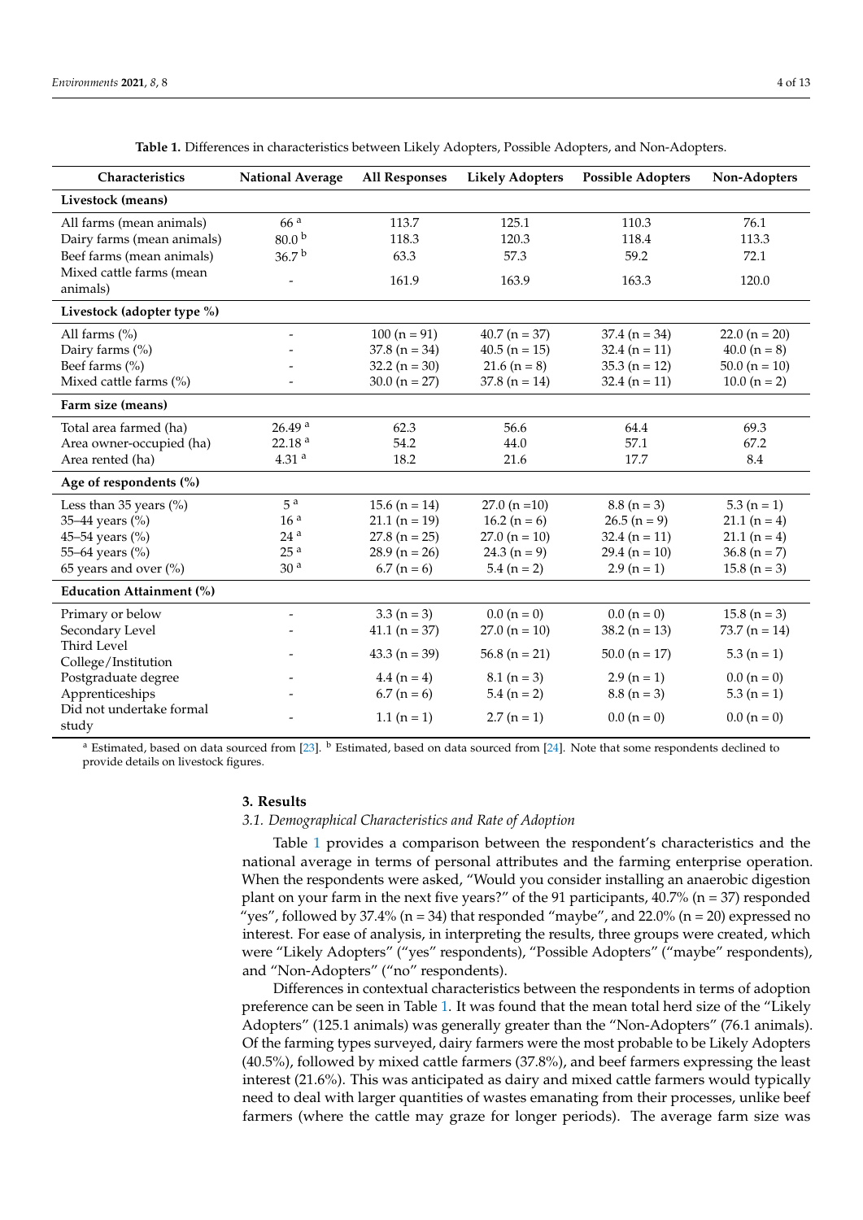**Table 1.** Differences in characteristics between Likely Adopters, Possible Adopters, and Non-Adopters.

| Characteristics | National Average | All Responses | Likely Adopters | Possible Adopters | Non-Adopters |
|---|---|---|---|---|---|
| **Livestock (means)** | | | | | |
| All farms (mean animals) | 66 [a] | 113.7 | 125.1 | 110.3 | 76.1 |
| Dairy farms (mean animals) | 80.0 [b] | 118.3 | 120.3 | 118.4 | 113.3 |
| Beef farms (mean animals) | 36.7 [b] | 63.3 | 57.3 | 59.2 | 72.1 |
| Mixed cattle farms (mean animals) | - | 161.9 | 163.9 | 163.3 | 120.0 |
| **Livestock (adopter type %)** | | | | | |
| All farms (%) | - | 100 (n = 91) | 40.7 (n = 37) | 37.4 (n = 34) | 22.0 (n = 20) |
| Dairy farms (%) | - | 37.8 (n = 34) | 40.5 (n = 15) | 32.4 (n = 11) | 40.0 (n = 8) |
| Beef farms (%) | - | 32.2 (n = 30) | 21.6 (n = 8) | 35.3 (n = 12) | 50.0 (n = 10) |
| Mixed cattle farms (%) | - | 30.0 (n = 27) | 37.8 (n = 14) | 32.4 (n = 11) | 10.0 (n = 2) |
| **Farm size (means)** | | | | | |
| Total area farmed (ha) | 26.49 [a] | 62.3 | 56.6 | 64.4 | 69.3 |
| Area owner-occupied (ha) | 22.18 [a] | 54.2 | 44.0 | 57.1 | 67.2 |
| Area rented (ha) | 4.31 [a] | 18.2 | 21.6 | 17.7 | 8.4 |
| **Age of respondents (%)** | | | | | |
| Less than 35 years (%) | 5 [a] | 15.6 (n = 14) | 27.0 (n =10) | 8.8 (n = 3) | 5.3 (n = 1) |
| 35–44 years (%) | 16 [a] | 21.1 (n = 19) | 16.2 (n = 6) | 26.5 (n = 9) | 21.1 (n = 4) |
| 45–54 years (%) | 24 [a] | 27.8 (n = 25) | 27.0 (n = 10) | 32.4 (n = 11) | 21.1 (n = 4) |
| 55–64 years (%) | 25 [a] | 28.9 (n = 26) | 24.3 (n = 9) | 29.4 (n = 10) | 36.8 (n = 7) |
| 65 years and over (%) | 30 [a] | 6.7 (n = 6) | 5.4 (n = 2) | 2.9 (n = 1) | 15.8 (n = 3) |
| **Education Attainment (%)** | | | | | |
| Primary or below | - | 3.3 (n = 3) | 0.0 (n = 0) | 0.0 (n = 0) | 15.8 (n = 3) |
| Secondary Level | - | 41.1 (n = 37) | 27.0 (n = 10) | 38.2 (n = 13) | 73.7 (n = 14) |
| Third Level College/Institution | - | 43.3 (n = 39) | 56.8 (n = 21) | 50.0 (n = 17) | 5.3 (n = 1) |
| Postgraduate degree | - | 4.4 (n = 4) | 8.1 (n = 3) | 2.9 (n = 1) | 0.0 (n = 0) |
| Apprenticeships | - | 6.7 (n = 6) | 5.4 (n = 2) | 8.8 (n = 3) | 5.3 (n = 1) |
| Did not undertake formal study | - | 1.1 (n = 1) | 2.7 (n = 1) | 0.0 (n = 0) | 0.0 (n = 0) |

[a] Estimated, based on data sourced from [23]. [b] Estimated, based on data sourced from [24]. Note that some respondents declined to provide details on livestock figures.

## 3. Results

### 3.1. Demographical Characteristics and Rate of Adoption

Table 1 provides a comparison between the respondent's characteristics and the national average in terms of personal attributes and the farming enterprise operation. When the respondents were asked, "Would you consider installing an anaerobic digestion plant on your farm in the next five years?" of the 91 participants, 40.7% (n = 37) responded "yes", followed by 37.4% (n = 34) that responded "maybe", and 22.0% (n = 20) expressed no interest. For ease of analysis, in interpreting the results, three groups were created, which were "Likely Adopters" ("yes" respondents), "Possible Adopters" ("maybe" respondents), and "Non-Adopters" ("no" respondents).

Differences in contextual characteristics between the respondents in terms of adoption preference can be seen in Table 1. It was found that the mean total herd size of the "Likely Adopters" (125.1 animals) was generally greater than the "Non-Adopters" (76.1 animals). Of the farming types surveyed, dairy farmers were the most probable to be Likely Adopters (40.5%), followed by mixed cattle farmers (37.8%), and beef farmers expressing the least interest (21.6%). This was anticipated as dairy and mixed cattle farmers would typically need to deal with larger quantities of wastes emanating from their processes, unlike beef farmers (where the cattle may graze for longer periods). The average farm size was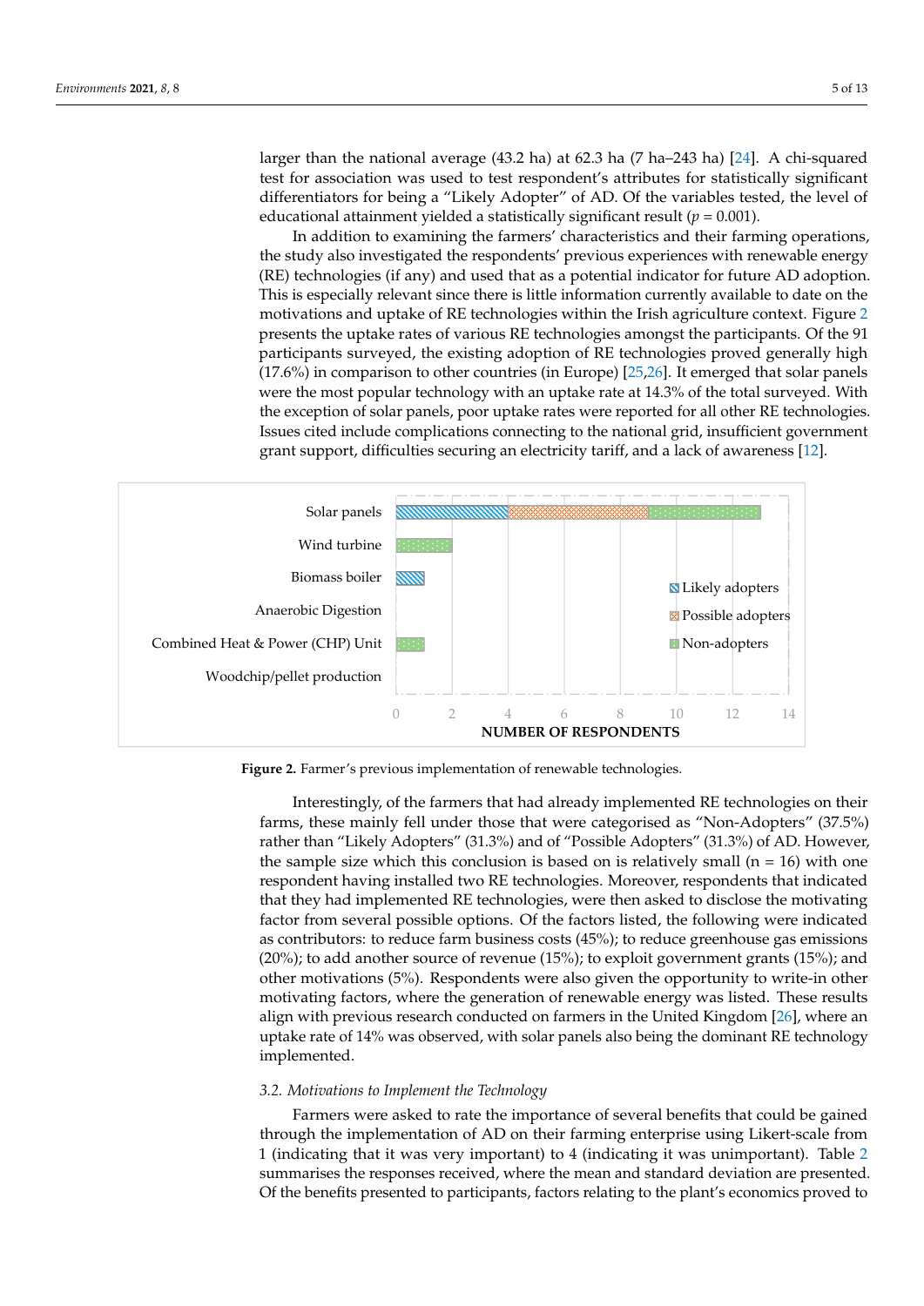larger than the national average (43.2 ha) at 62.3 ha (7 ha–243 ha) [24]. A chi-squared test for association was used to test respondent's attributes for statistically significant differentiators for being a "Likely Adopter" of AD. Of the variables tested, the level of educational attainment yielded a statistically significant result ($p = 0.001$).

In addition to examining the farmers' characteristics and their farming operations, the study also investigated the respondents' previous experiences with renewable energy (RE) technologies (if any) and used that as a potential indicator for future AD adoption. This is especially relevant since there is little information currently available to date on the motivations and uptake of RE technologies within the Irish agriculture context. Figure 2 presents the uptake rates of various RE technologies amongst the participants. Of the 91 participants surveyed, the existing adoption of RE technologies proved generally high (17.6%) in comparison to other countries (in Europe) [25,26]. It emerged that solar panels were the most popular technology with an uptake rate at 14.3% of the total surveyed. With the exception of solar panels, poor uptake rates were reported for all other RE technologies. Issues cited include complications connecting to the national grid, insufficient government grant support, difficulties securing an electricity tariff, and a lack of awareness [12].

**Figure 2.** Farmer's previous implementation of renewable technologies.

Interestingly, of the farmers that had already implemented RE technologies on their farms, these mainly fell under those that were categorised as "Non-Adopters" (37.5%) rather than "Likely Adopters" (31.3%) and of "Possible Adopters" (31.3%) of AD. However, the sample size which this conclusion is based on is relatively small (n = 16) with one respondent having installed two RE technologies. Moreover, respondents that indicated that they had implemented RE technologies, were then asked to disclose the motivating factor from several possible options. Of the factors listed, the following were indicated as contributors: to reduce farm business costs (45%); to reduce greenhouse gas emissions (20%); to add another source of revenue (15%); to exploit government grants (15%); and other motivations (5%). Respondents were also given the opportunity to write-in other motivating factors, where the generation of renewable energy was listed. These results align with previous research conducted on farmers in the United Kingdom [26], where an uptake rate of 14% was observed, with solar panels also being the dominant RE technology implemented.

### *3.2. Motivations to Implement the Technology*

Farmers were asked to rate the importance of several benefits that could be gained through the implementation of AD on their farming enterprise using Likert-scale from 1 (indicating that it was very important) to 4 (indicating it was unimportant). Table 2 summarises the responses received, where the mean and standard deviation are presented. Of the benefits presented to participants, factors relating to the plant's economics proved to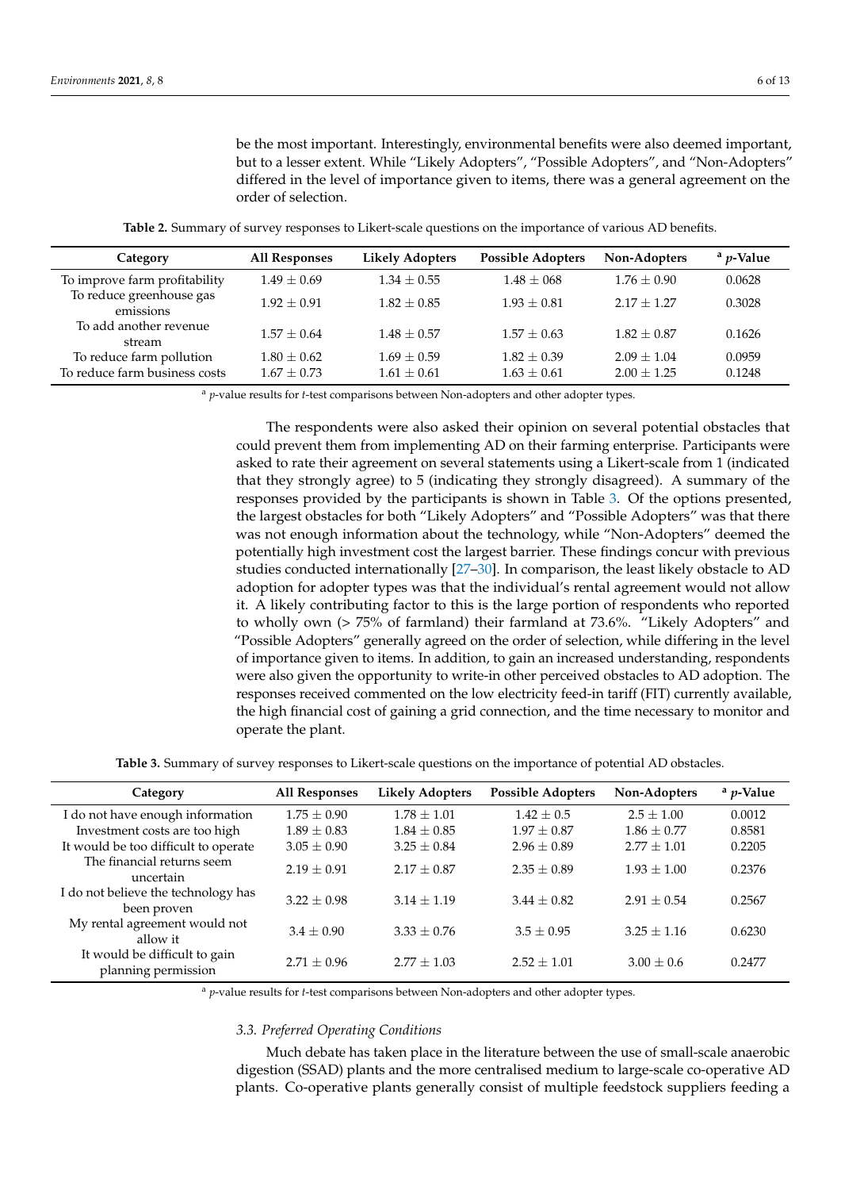be the most important. Interestingly, environmental benefits were also deemed important, but to a lesser extent. While "Likely Adopters", "Possible Adopters", and "Non-Adopters" differed in the level of importance given to items, there was a general agreement on the order of selection.

**Table 2.** Summary of survey responses to Likert-scale questions on the importance of various AD benefits.

| Category | All Responses | Likely Adopters | Possible Adopters | Non-Adopters | [a] $p$-Value |
|---|---|---|---|---|---|
| To improve farm profitability | $1.49 \pm 0.69$ | $1.34 \pm 0.55$ | $1.48 \pm 068$ | $1.76 \pm 0.90$ | 0.0628 |
| To reduce greenhouse gas emissions | $1.92 \pm 0.91$ | $1.82 \pm 0.85$ | $1.93 \pm 0.81$ | $2.17 \pm 1.27$ | 0.3028 |
| To add another revenue stream | $1.57 \pm 0.64$ | $1.48 \pm 0.57$ | $1.57 \pm 0.63$ | $1.82 \pm 0.87$ | 0.1626 |
| To reduce farm pollution | $1.80 \pm 0.62$ | $1.69 \pm 0.59$ | $1.82 \pm 0.39$ | $2.09 \pm 1.04$ | 0.0959 |
| To reduce farm business costs | $1.67 \pm 0.73$ | $1.61 \pm 0.61$ | $1.63 \pm 0.61$ | $2.00 \pm 1.25$ | 0.1248 |

[a] $p$-value results for $t$-test comparisons between Non-adopters and other adopter types.

The respondents were also asked their opinion on several potential obstacles that could prevent them from implementing AD on their farming enterprise. Participants were asked to rate their agreement on several statements using a Likert-scale from 1 (indicated that they strongly agree) to 5 (indicating they strongly disagreed). A summary of the responses provided by the participants is shown in Table 3. Of the options presented, the largest obstacles for both "Likely Adopters" and "Possible Adopters" was that there was not enough information about the technology, while "Non-Adopters" deemed the potentially high investment cost the largest barrier. These findings concur with previous studies conducted internationally [27–30]. In comparison, the least likely obstacle to AD adoption for adopter types was that the individual's rental agreement would not allow it. A likely contributing factor to this is the large portion of respondents who reported to wholly own (> 75% of farmland) their farmland at 73.6%. "Likely Adopters" and "Possible Adopters" generally agreed on the order of selection, while differing in the level of importance given to items. In addition, to gain an increased understanding, respondents were also given the opportunity to write-in other perceived obstacles to AD adoption. The responses received commented on the low electricity feed-in tariff (FIT) currently available, the high financial cost of gaining a grid connection, and the time necessary to monitor and operate the plant.

**Table 3.** Summary of survey responses to Likert-scale questions on the importance of potential AD obstacles.

| Category | All Responses | Likely Adopters | Possible Adopters | Non-Adopters | [a] $p$-Value |
|---|---|---|---|---|---|
| I do not have enough information | $1.75 \pm 0.90$ | $1.78 \pm 1.01$ | $1.42 \pm 0.5$ | $2.5 \pm 1.00$ | 0.0012 |
| Investment costs are too high | $1.89 \pm 0.83$ | $1.84 \pm 0.85$ | $1.97 \pm 0.87$ | $1.86 \pm 0.77$ | 0.8581 |
| It would be too difficult to operate | $3.05 \pm 0.90$ | $3.25 \pm 0.84$ | $2.96 \pm 0.89$ | $2.77 \pm 1.01$ | 0.2205 |
| The financial returns seem uncertain | $2.19 \pm 0.91$ | $2.17 \pm 0.87$ | $2.35 \pm 0.89$ | $1.93 \pm 1.00$ | 0.2376 |
| I do not believe the technology has been proven | $3.22 \pm 0.98$ | $3.14 \pm 1.19$ | $3.44 \pm 0.82$ | $2.91 \pm 0.54$ | 0.2567 |
| My rental agreement would not allow it | $3.4 \pm 0.90$ | $3.33 \pm 0.76$ | $3.5 \pm 0.95$ | $3.25 \pm 1.16$ | 0.6230 |
| It would be difficult to gain planning permission | $2.71 \pm 0.96$ | $2.77 \pm 1.03$ | $2.52 \pm 1.01$ | $3.00 \pm 0.6$ | 0.2477 |

[a] $p$-value results for $t$-test comparisons between Non-adopters and other adopter types.

### *3.3. Preferred Operating Conditions*

Much debate has taken place in the literature between the use of small-scale anaerobic digestion (SSAD) plants and the more centralised medium to large-scale co-operative AD plants. Co-operative plants generally consist of multiple feedstock suppliers feeding a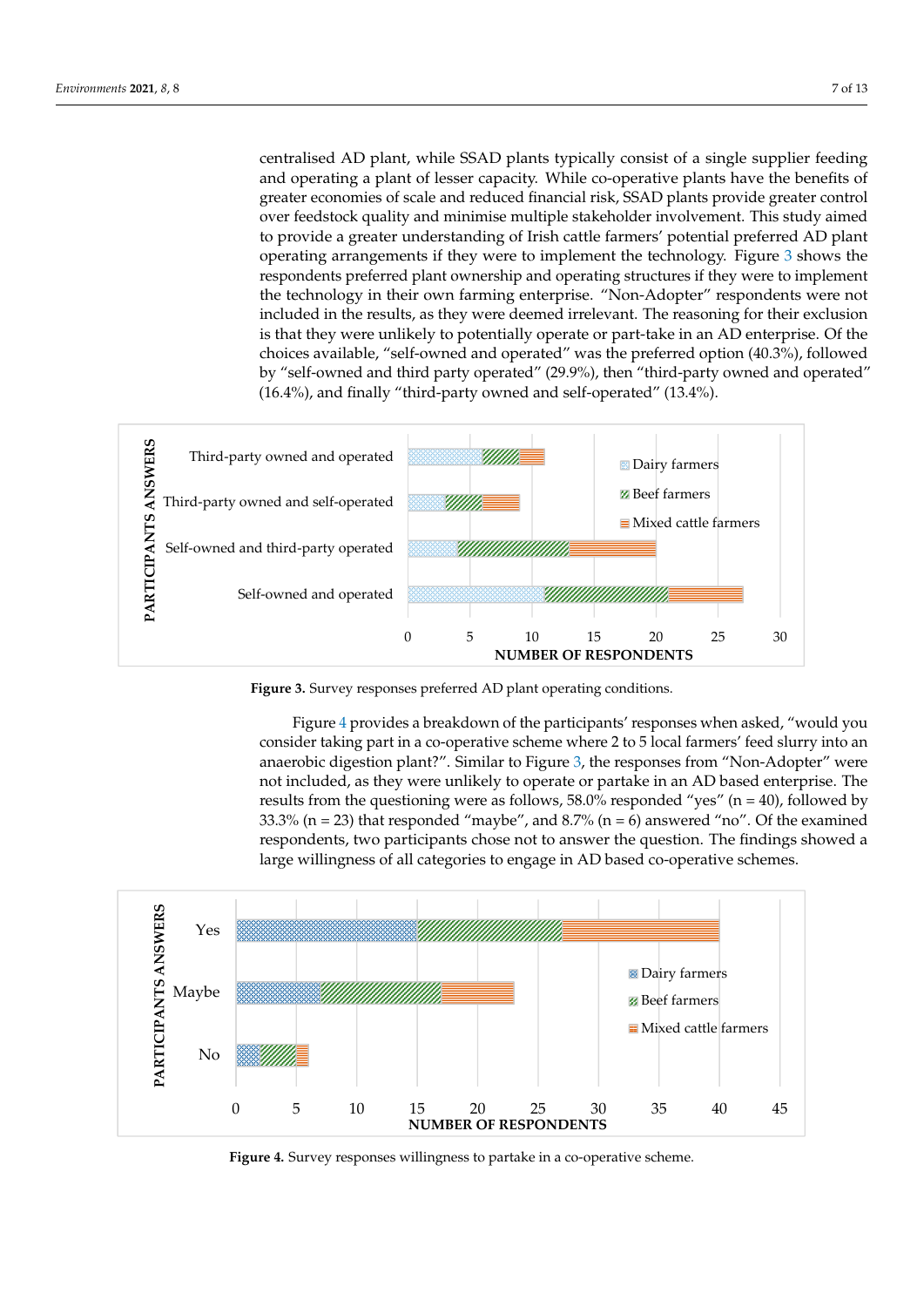centralised AD plant, while SSAD plants typically consist of a single supplier feeding and operating a plant of lesser capacity. While co-operative plants have the benefits of greater economies of scale and reduced financial risk, SSAD plants provide greater control over feedstock quality and minimise multiple stakeholder involvement. This study aimed to provide a greater understanding of Irish cattle farmers' potential preferred AD plant operating arrangements if they were to implement the technology. Figure 3 shows the respondents preferred plant ownership and operating structures if they were to implement the technology in their own farming enterprise. "Non-Adopter" respondents were not included in the results, as they were deemed irrelevant. The reasoning for their exclusion is that they were unlikely to potentially operate or part-take in an AD enterprise. Of the choices available, "self-owned and operated" was the preferred option (40.3%), followed by "self-owned and third party operated" (29.9%), then "third-party owned and operated" (16.4%), and finally "third-party owned and self-operated" (13.4%).

**Figure 3.** Survey responses preferred AD plant operating conditions.

Figure 4 provides a breakdown of the participants' responses when asked, "would you consider taking part in a co-operative scheme where 2 to 5 local farmers' feed slurry into an anaerobic digestion plant?". Similar to Figure 3, the responses from "Non-Adopter" were not included, as they were unlikely to operate or partake in an AD based enterprise. The results from the questioning were as follows, 58.0% responded "yes" (n = 40), followed by 33.3% (n = 23) that responded "maybe", and 8.7% (n = 6) answered "no". Of the examined respondents, two participants chose not to answer the question. The findings showed a large willingness of all categories to engage in AD based co-operative schemes.

**Figure 4.** Survey responses willingness to partake in a co-operative scheme.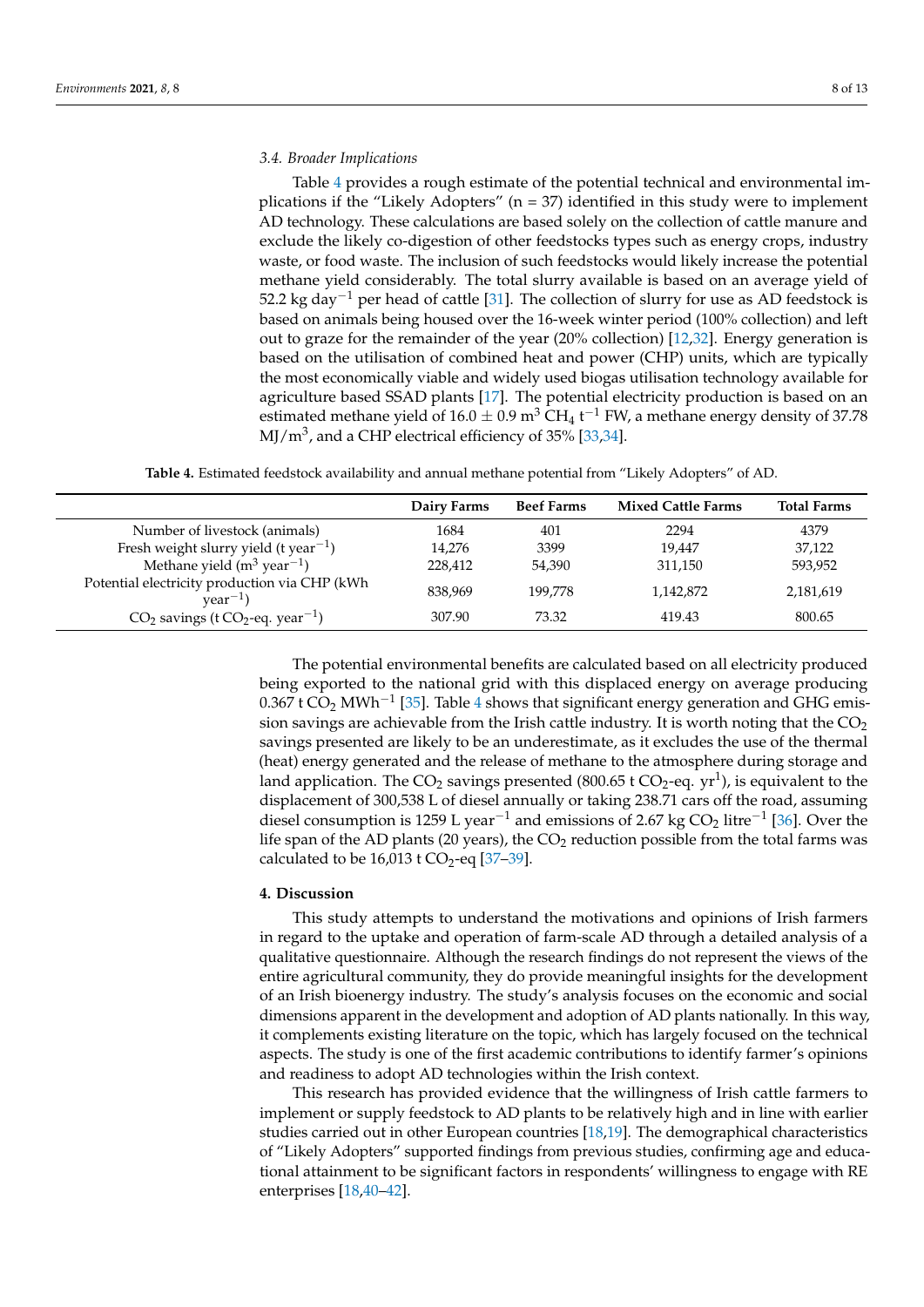### 3.4. Broader Implications

Table 4 provides a rough estimate of the potential technical and environmental implications if the "Likely Adopters" (n = 37) identified in this study were to implement AD technology. These calculations are based solely on the collection of cattle manure and exclude the likely co-digestion of other feedstocks types such as energy crops, industry waste, or food waste. The inclusion of such feedstocks would likely increase the potential methane yield considerably. The total slurry available is based on an average yield of 52.2 kg $day^{-1}$ per head of cattle [31]. The collection of slurry for use as AD feedstock is based on animals being housed over the 16-week winter period (100% collection) and left out to graze for the remainder of the year (20% collection) [12,32]. Energy generation is based on the utilisation of combined heat and power (CHP) units, which are typically the most economically viable and widely used biogas utilisation technology available for agriculture based SSAD plants [17]. The potential electricity production is based on an estimated methane yield of $16.0 \pm 0.9$ $m^3$ $CH_4$ $t^{-1}$ FW, a methane energy density of 37.78 $MJ/m^3$, and a CHP electrical efficiency of 35% [33,34].

**Table 4.** Estimated feedstock availability and annual methane potential from "Likely Adopters" of AD.

| | Dairy Farms | Beef Farms | Mixed Cattle Farms | Total Farms |
|---|---|---|---|---|
| Number of livestock (animals) | 1684 | 401 | 2294 | 4379 |
| Fresh weight slurry yield (t $year^{-1}$) | 14,276 | 3399 | 19,447 | 37,122 |
| Methane yield ($m^3$ $year^{-1}$) | 228,412 | 54,390 | 311,150 | 593,952 |
| Potential electricity production via CHP (kWh $year^{-1}$) | 838,969 | 199,778 | 1,142,872 | 2,181,619 |
| $CO_2$ savings (t $CO_2$-eq. $year^{-1}$) | 307.90 | 73.32 | 419.43 | 800.65 |

The potential environmental benefits are calculated based on all electricity produced being exported to the national grid with this displaced energy on average producing 0.367 t $CO_2$ $MWh^{-1}$ [35]. Table 4 shows that significant energy generation and GHG emission savings are achievable from the Irish cattle industry. It is worth noting that the $CO_2$ savings presented are likely to be an underestimate, as it excludes the use of the thermal (heat) energy generated and the release of methane to the atmosphere during storage and land application. The $CO_2$ savings presented (800.65 t $CO_2$-eq. $yr^1$), is equivalent to the displacement of 300,538 L of diesel annually or taking 238.71 cars off the road, assuming diesel consumption is 1259 L $year^{-1}$ and emissions of 2.67 kg $CO_2$ $litre^{-1}$ [36]. Over the life span of the AD plants (20 years), the $CO_2$ reduction possible from the total farms was calculated to be 16,013 t $CO_2$-eq [37–39].

## 4. Discussion

This study attempts to understand the motivations and opinions of Irish farmers in regard to the uptake and operation of farm-scale AD through a detailed analysis of a qualitative questionnaire. Although the research findings do not represent the views of the entire agricultural community, they do provide meaningful insights for the development of an Irish bioenergy industry. The study's analysis focuses on the economic and social dimensions apparent in the development and adoption of AD plants nationally. In this way, it complements existing literature on the topic, which has largely focused on the technical aspects. The study is one of the first academic contributions to identify farmer's opinions and readiness to adopt AD technologies within the Irish context.

This research has provided evidence that the willingness of Irish cattle farmers to implement or supply feedstock to AD plants to be relatively high and in line with earlier studies carried out in other European countries [18,19]. The demographical characteristics of "Likely Adopters" supported findings from previous studies, confirming age and educational attainment to be significant factors in respondents' willingness to engage with RE enterprises [18,40–42].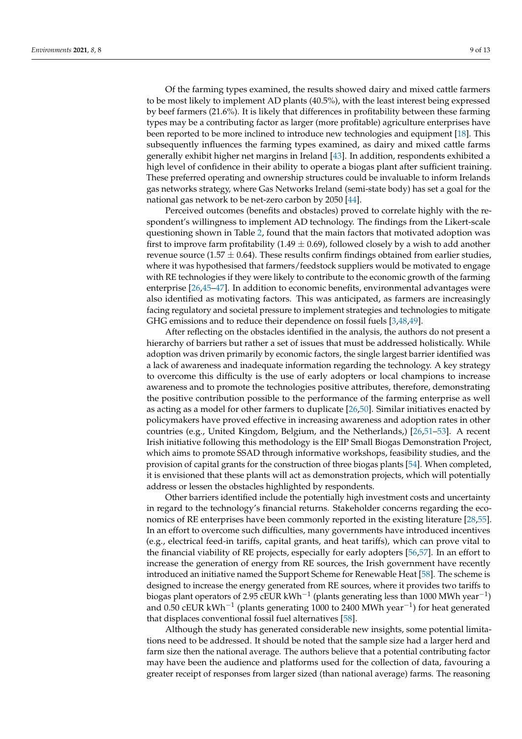Of the farming types examined, the results showed dairy and mixed cattle farmers to be most likely to implement AD plants (40.5%), with the least interest being expressed by beef farmers (21.6%). It is likely that differences in profitability between these farming types may be a contributing factor as larger (more profitable) agriculture enterprises have been reported to be more inclined to introduce new technologies and equipment [18]. This subsequently influences the farming types examined, as dairy and mixed cattle farms generally exhibit higher net margins in Ireland [43]. In addition, respondents exhibited a high level of confidence in their ability to operate a biogas plant after sufficient training. These preferred operating and ownership structures could be invaluable to inform Irelands gas networks strategy, where Gas Networks Ireland (semi-state body) has set a goal for the national gas network to be net-zero carbon by 2050 [44].

Perceived outcomes (benefits and obstacles) proved to correlate highly with the respondent's willingness to implement AD technology. The findings from the Likert-scale questioning shown in Table 2, found that the main factors that motivated adoption was first to improve farm profitability ($1.49 \pm 0.69$), followed closely by a wish to add another revenue source ($1.57 \pm 0.64$). These results confirm findings obtained from earlier studies, where it was hypothesised that farmers/feedstock suppliers would be motivated to engage with RE technologies if they were likely to contribute to the economic growth of the farming enterprise [26,45–47]. In addition to economic benefits, environmental advantages were also identified as motivating factors. This was anticipated, as farmers are increasingly facing regulatory and societal pressure to implement strategies and technologies to mitigate GHG emissions and to reduce their dependence on fossil fuels [3,48,49].

After reflecting on the obstacles identified in the analysis, the authors do not present a hierarchy of barriers but rather a set of issues that must be addressed holistically. While adoption was driven primarily by economic factors, the single largest barrier identified was a lack of awareness and inadequate information regarding the technology. A key strategy to overcome this difficulty is the use of early adopters or local champions to increase awareness and to promote the technologies positive attributes, therefore, demonstrating the positive contribution possible to the performance of the farming enterprise as well as acting as a model for other farmers to duplicate [26,50]. Similar initiatives enacted by policymakers have proved effective in increasing awareness and adoption rates in other countries (e.g., United Kingdom, Belgium, and the Netherlands,) [26,51–53]. A recent Irish initiative following this methodology is the EIP Small Biogas Demonstration Project, which aims to promote SSAD through informative workshops, feasibility studies, and the provision of capital grants for the construction of three biogas plants [54]. When completed, it is envisioned that these plants will act as demonstration projects, which will potentially address or lessen the obstacles highlighted by respondents.

Other barriers identified include the potentially high investment costs and uncertainty in regard to the technology's financial returns. Stakeholder concerns regarding the economics of RE enterprises have been commonly reported in the existing literature [28,55]. In an effort to overcome such difficulties, many governments have introduced incentives (e.g., electrical feed-in tariffs, capital grants, and heat tariffs), which can prove vital to the financial viability of RE projects, especially for early adopters [56,57]. In an effort to increase the generation of energy from RE sources, the Irish government have recently introduced an initiative named the Support Scheme for Renewable Heat [58]. The scheme is designed to increase the energy generated from RE sources, where it provides two tariffs to biogas plant operators of 2.95 cEUR $kWh^{-1}$ (plants generating less than 1000 MWh $year^{-1}$) and 0.50 cEUR $kWh^{-1}$ (plants generating 1000 to 2400 MWh $year^{-1}$) for heat generated that displaces conventional fossil fuel alternatives [58].

Although the study has generated considerable new insights, some potential limitations need to be addressed. It should be noted that the sample size had a larger herd and farm size then the national average. The authors believe that a potential contributing factor may have been the audience and platforms used for the collection of data, favouring a greater receipt of responses from larger sized (than national average) farms. The reasoning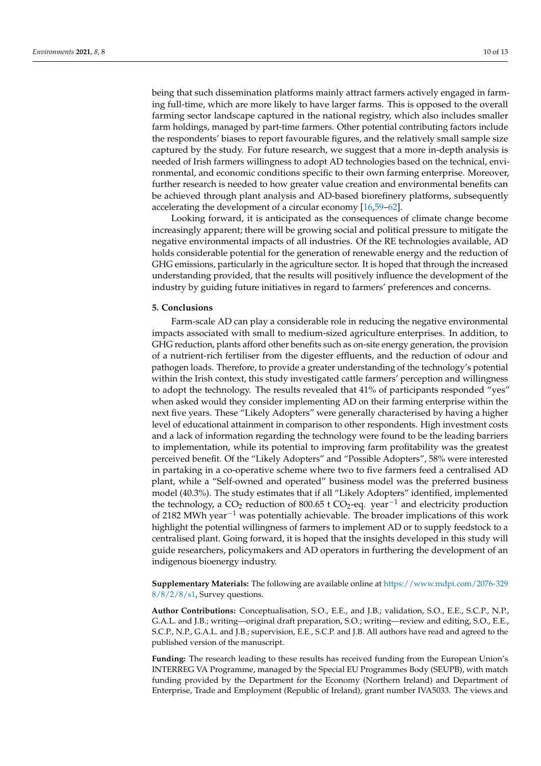being that such dissemination platforms mainly attract farmers actively engaged in farming full-time, which are more likely to have larger farms. This is opposed to the overall farming sector landscape captured in the national registry, which also includes smaller farm holdings, managed by part-time farmers. Other potential contributing factors include the respondents' biases to report favourable figures, and the relatively small sample size captured by the study. For future research, we suggest that a more in-depth analysis is needed of Irish farmers willingness to adopt AD technologies based on the technical, environmental, and economic conditions specific to their own farming enterprise. Moreover, further research is needed to how greater value creation and environmental benefits can be achieved through plant analysis and AD-based biorefinery platforms, subsequently accelerating the development of a circular economy [16,59–62].

Looking forward, it is anticipated as the consequences of climate change become increasingly apparent; there will be growing social and political pressure to mitigate the negative environmental impacts of all industries. Of the RE technologies available, AD holds considerable potential for the generation of renewable energy and the reduction of GHG emissions, particularly in the agriculture sector. It is hoped that through the increased understanding provided, that the results will positively influence the development of the industry by guiding future initiatives in regard to farmers' preferences and concerns.

## 5. Conclusions

Farm-scale AD can play a considerable role in reducing the negative environmental impacts associated with small to medium-sized agriculture enterprises. In addition, to GHG reduction, plants afford other benefits such as on-site energy generation, the provision of a nutrient-rich fertiliser from the digester effluents, and the reduction of odour and pathogen loads. Therefore, to provide a greater understanding of the technology's potential within the Irish context, this study investigated cattle farmers' perception and willingness to adopt the technology. The results revealed that 41% of participants responded "yes" when asked would they consider implementing AD on their farming enterprise within the next five years. These "Likely Adopters" were generally characterised by having a higher level of educational attainment in comparison to other respondents. High investment costs and a lack of information regarding the technology were found to be the leading barriers to implementation, while its potential to improving farm profitability was the greatest perceived benefit. Of the "Likely Adopters" and "Possible Adopters", 58% were interested in partaking in a co-operative scheme where two to five farmers feed a centralised AD plant, while a "Self-owned and operated" business model was the preferred business model (40.3%). The study estimates that if all "Likely Adopters" identified, implemented the technology, a $CO_2$ reduction of 800.65 t $CO_2$-eq. year$^{-1}$ and electricity production of 2182 MWh year$^{-1}$ was potentially achievable. The broader implications of this work highlight the potential willingness of farmers to implement AD or to supply feedstock to a centralised plant. Going forward, it is hoped that the insights developed in this study will guide researchers, policymakers and AD operators in furthering the development of an indigenous bioenergy industry.

**Supplementary Materials:** The following are available online at https://www.mdpi.com/2076-3298/8/2/8/s1, Survey questions.

**Author Contributions:** Conceptualisation, S.O., E.E., and J.B.; validation, S.O., E.E., S.C.P., N.P., G.A.L. and J.B.; writing—original draft preparation, S.O.; writing—review and editing, S.O., E.E., S.C.P., N.P., G.A.L. and J.B.; supervision, E.E., S.C.P. and J.B. All authors have read and agreed to the published version of the manuscript.

**Funding:** The research leading to these results has received funding from the European Union's INTERREG VA Programme, managed by the Special EU Programmes Body (SEUPB), with match funding provided by the Department for the Economy (Northern Ireland) and Department of Enterprise, Trade and Employment (Republic of Ireland), grant number IVA5033. The views and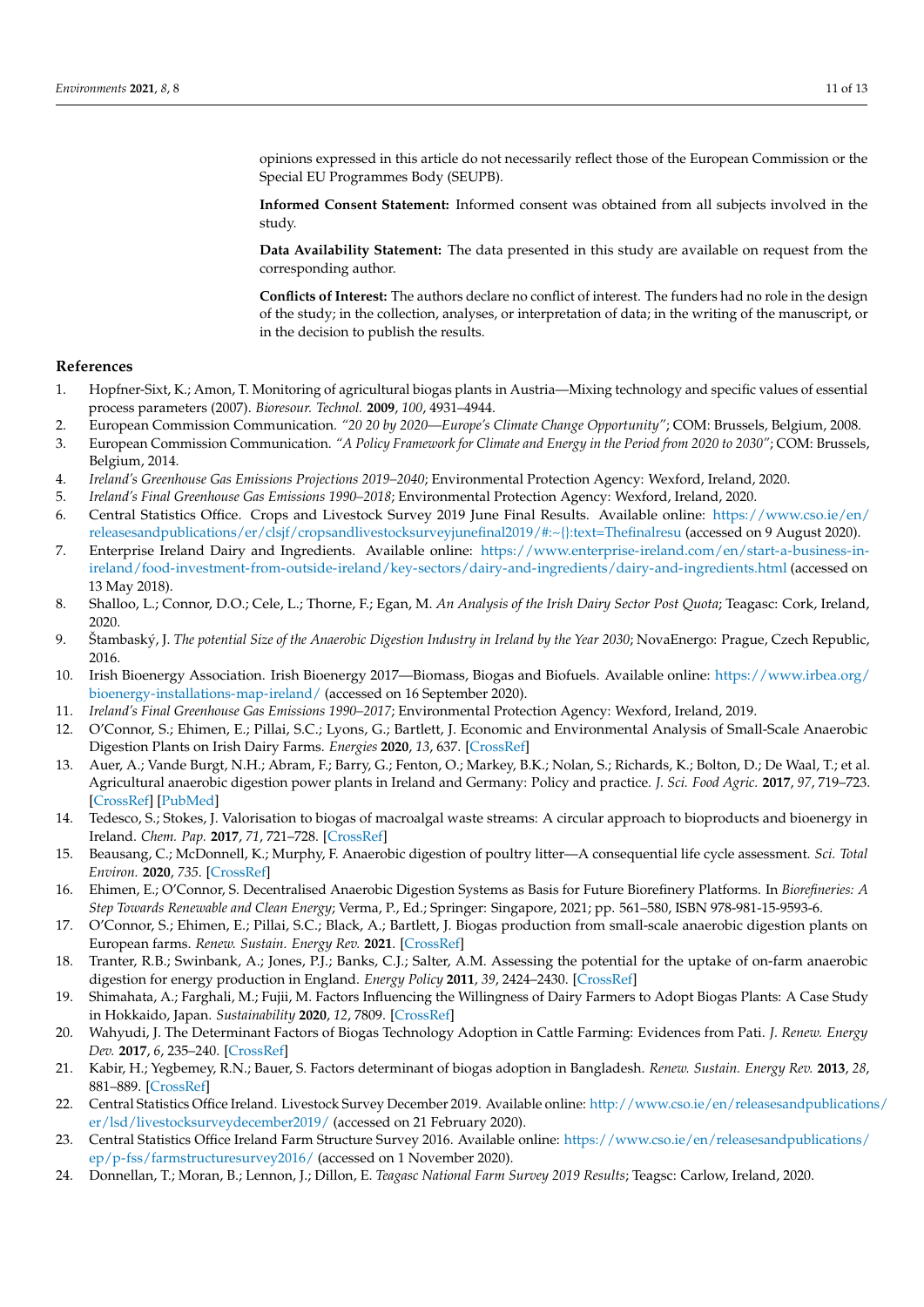opinions expressed in this article do not necessarily reflect those of the European Commission or the Special EU Programmes Body (SEUPB).

**Informed Consent Statement:** Informed consent was obtained from all subjects involved in the study.

**Data Availability Statement:** The data presented in this study are available on request from the corresponding author.

**Conflicts of Interest:** The authors declare no conflict of interest. The funders had no role in the design of the study; in the collection, analyses, or interpretation of data; in the writing of the manuscript, or in the decision to publish the results.

## References

1. Hopfner-Sixt, K.; Amon, T. Monitoring of agricultural biogas plants in Austria—Mixing technology and specific values of essential process parameters (2007). *Bioresour. Technol.* **2009**, *100*, 4931–4944.
2. European Commission Communication. *"20 20 by 2020—Europe's Climate Change Opportunity"*; COM: Brussels, Belgium, 2008.
3. European Commission Communication. *"A Policy Framework for Climate and Energy in the Period from 2020 to 2030"*; COM: Brussels, Belgium, 2014.
4. *Ireland's Greenhouse Gas Emissions Projections 2019–2040*; Environmental Protection Agency: Wexford, Ireland, 2020.
5. *Ireland's Final Greenhouse Gas Emissions 1990–2018*; Environmental Protection Agency: Wexford, Ireland, 2020.
6. Central Statistics Office. Crops and Livestock Survey 2019 June Final Results. Available online: https://www.cso.ie/en/releasesandpublications/er/clsjf/cropsandlivestocksurveyjunefinal2019/#:~{}:text=Thefinalresu (accessed on 9 August 2020).
7. Enterprise Ireland Dairy and Ingredients. Available online: https://www.enterprise-ireland.com/en/start-a-business-in-ireland/food-investment-from-outside-ireland/key-sectors/dairy-and-ingredients/dairy-and-ingredients.html (accessed on 13 May 2018).
8. Shalloo, L.; Connor, D.O.; Cele, L.; Thorne, F.; Egan, M. *An Analysis of the Irish Dairy Sector Post Quota*; Teagasc: Cork, Ireland, 2020.
9. Štambaský, J. *The potential Size of the Anaerobic Digestion Industry in Ireland by the Year 2030*; NovaEnergo: Prague, Czech Republic, 2016.
10. Irish Bioenergy Association. Irish Bioenergy 2017—Biomass, Biogas and Biofuels. Available online: https://www.irbea.org/bioenergy-installations-map-ireland/ (accessed on 16 September 2020).
11. *Ireland's Final Greenhouse Gas Emissions 1990–2017*; Environmental Protection Agency: Wexford, Ireland, 2019.
12. O'Connor, S.; Ehimen, E.; Pillai, S.C.; Lyons, G.; Bartlett, J. Economic and Environmental Analysis of Small-Scale Anaerobic Digestion Plants on Irish Dairy Farms. *Energies* **2020**, *13*, 637. [CrossRef]
13. Auer, A.; Vande Burgt, N.H.; Abram, F.; Barry, G.; Fenton, O.; Markey, B.K.; Nolan, S.; Richards, K.; Bolton, D.; De Waal, T.; et al. Agricultural anaerobic digestion power plants in Ireland and Germany: Policy and practice. *J. Sci. Food Agric.* **2017**, *97*, 719–723. [CrossRef] [PubMed]
14. Tedesco, S.; Stokes, J. Valorisation to biogas of macroalgal waste streams: A circular approach to bioproducts and bioenergy in Ireland. *Chem. Pap.* **2017**, *71*, 721–728. [CrossRef]
15. Beausang, C.; McDonnell, K.; Murphy, F. Anaerobic digestion of poultry litter—A consequential life cycle assessment. *Sci. Total Environ.* **2020**, *735*. [CrossRef]
16. Ehimen, E.; O'Connor, S. Decentralised Anaerobic Digestion Systems as Basis for Future Biorefinery Platforms. In *Biorefineries: A Step Towards Renewable and Clean Energy*; Verma, P., Ed.; Springer: Singapore, 2021; pp. 561–580, ISBN 978-981-15-9593-6.
17. O'Connor, S.; Ehimen, E.; Pillai, S.C.; Black, A.; Bartlett, J. Biogas production from small-scale anaerobic digestion plants on European farms. *Renew. Sustain. Energy Rev.* **2021**. [CrossRef]
18. Tranter, R.B.; Swinbank, A.; Jones, P.J.; Banks, C.J.; Salter, A.M. Assessing the potential for the uptake of on-farm anaerobic digestion for energy production in England. *Energy Policy* **2011**, *39*, 2424–2430. [CrossRef]
19. Shimahata, A.; Farghali, M.; Fujii, M. Factors Influencing the Willingness of Dairy Farmers to Adopt Biogas Plants: A Case Study in Hokkaido, Japan. *Sustainability* **2020**, *12*, 7809. [CrossRef]
20. Wahyudi, J. The Determinant Factors of Biogas Technology Adoption in Cattle Farming: Evidences from Pati. *J. Renew. Energy Dev.* **2017**, *6*, 235–240. [CrossRef]
21. Kabir, H.; Yegbemey, R.N.; Bauer, S. Factors determinant of biogas adoption in Bangladesh. *Renew. Sustain. Energy Rev.* **2013**, *28*, 881–889. [CrossRef]
22. Central Statistics Office Ireland. Livestock Survey December 2019. Available online: http://www.cso.ie/en/releasesandpublications/er/lsd/livestocksurveydecember2019/ (accessed on 21 February 2020).
23. Central Statistics Office Ireland Farm Structure Survey 2016. Available online: https://www.cso.ie/en/releasesandpublications/ep/p-fss/farmstructuresurvey2016/ (accessed on 1 November 2020).
24. Donnellan, T.; Moran, B.; Lennon, J.; Dillon, E. *Teagasc National Farm Survey 2019 Results*; Teagsc: Carlow, Ireland, 2020.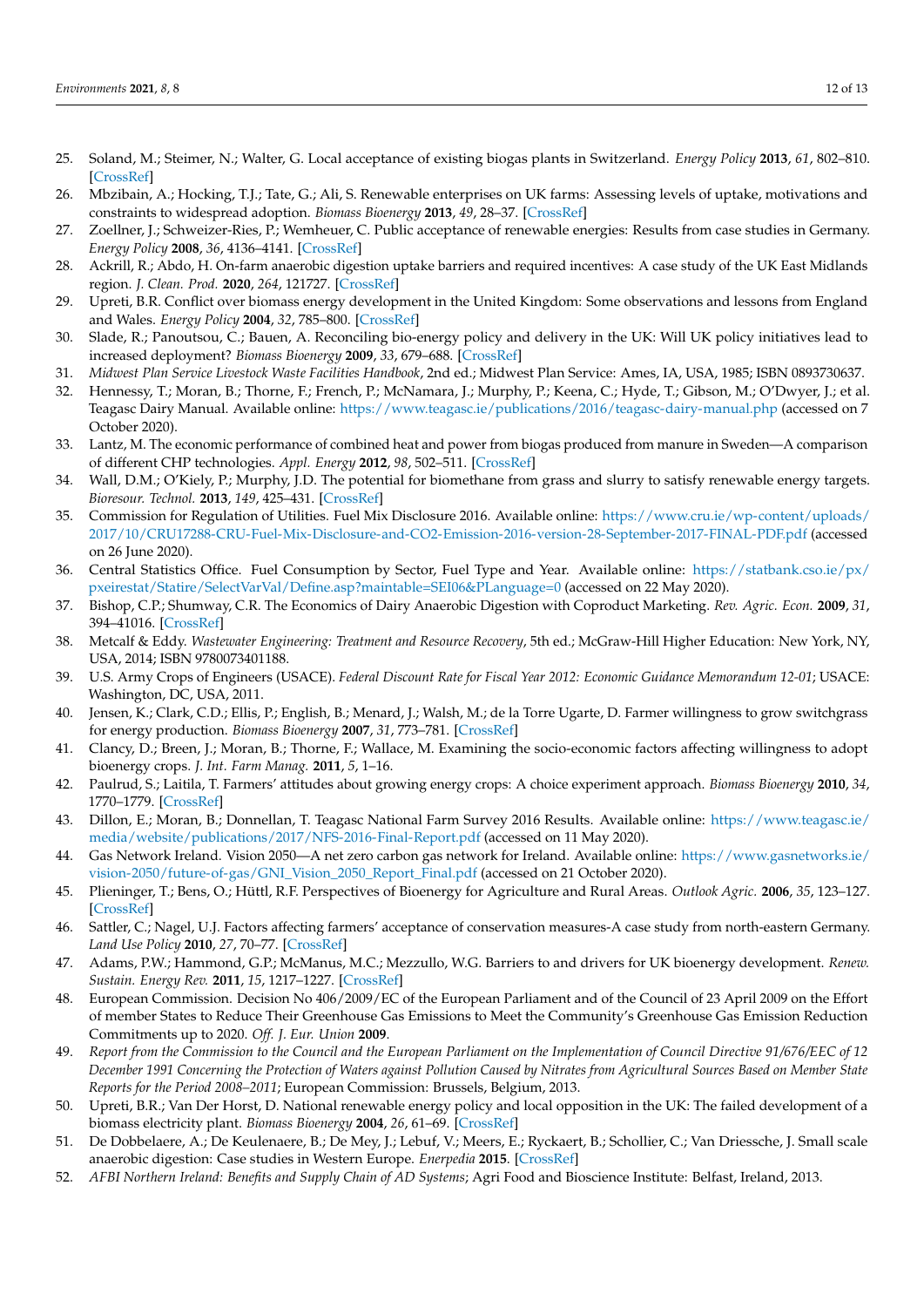25. Soland, M.; Steimer, N.; Walter, G. Local acceptance of existing biogas plants in Switzerland. *Energy Policy* **2013**, *61*, 802–810. [CrossRef]
26. Mbzibain, A.; Hocking, T.J.; Tate, G.; Ali, S. Renewable enterprises on UK farms: Assessing levels of uptake, motivations and constraints to widespread adoption. *Biomass Bioenergy* **2013**, *49*, 28–37. [CrossRef]
27. Zoellner, J.; Schweizer-Ries, P.; Wemheuer, C. Public acceptance of renewable energies: Results from case studies in Germany. *Energy Policy* **2008**, *36*, 4136–4141. [CrossRef]
28. Ackrill, R.; Abdo, H. On-farm anaerobic digestion uptake barriers and required incentives: A case study of the UK East Midlands region. *J. Clean. Prod.* **2020**, *264*, 121727. [CrossRef]
29. Upreti, B.R. Conflict over biomass energy development in the United Kingdom: Some observations and lessons from England and Wales. *Energy Policy* **2004**, *32*, 785–800. [CrossRef]
30. Slade, R.; Panoutsou, C.; Bauen, A. Reconciling bio-energy policy and delivery in the UK: Will UK policy initiatives lead to increased deployment? *Biomass Bioenergy* **2009**, *33*, 679–688. [CrossRef]
31. *Midwest Plan Service Livestock Waste Facilities Handbook*, 2nd ed.; Midwest Plan Service: Ames, IA, USA, 1985; ISBN 0893730637.
32. Hennessy, T.; Moran, B.; Thorne, F.; French, P.; McNamara, J.; Murphy, P.; Keena, C.; Hyde, T.; Gibson, M.; O'Dwyer, J.; et al. Teagasc Dairy Manual. Available online: https://www.teagasc.ie/publications/2016/teagasc-dairy-manual.php (accessed on 7 October 2020).
33. Lantz, M. The economic performance of combined heat and power from biogas produced from manure in Sweden—A comparison of different CHP technologies. *Appl. Energy* **2012**, *98*, 502–511. [CrossRef]
34. Wall, D.M.; O'Kiely, P.; Murphy, J.D. The potential for biomethane from grass and slurry to satisfy renewable energy targets. *Bioresour. Technol.* **2013**, *149*, 425–431. [CrossRef]
35. Commission for Regulation of Utilities. Fuel Mix Disclosure 2016. Available online: https://www.cru.ie/wp-content/uploads/2017/10/CRU17288-CRU-Fuel-Mix-Disclosure-and-CO2-Emission-2016-version-28-September-2017-FINAL-PDF.pdf (accessed on 26 June 2020).
36. Central Statistics Office. Fuel Consumption by Sector, Fuel Type and Year. Available online: https://statbank.cso.ie/px/pxeirestat/Statire/SelectVarVal/Define.asp?maintable=SEI06&PLanguage=0 (accessed on 22 May 2020).
37. Bishop, C.P.; Shumway, C.R. The Economics of Dairy Anaerobic Digestion with Coproduct Marketing. *Rev. Agric. Econ.* **2009**, *31*, 394–41016. [CrossRef]
38. Metcalf & Eddy. *Wastewater Engineering: Treatment and Resource Recovery*, 5th ed.; McGraw-Hill Higher Education: New York, NY, USA, 2014; ISBN 9780073401188.
39. U.S. Army Crops of Engineers (USACE). *Federal Discount Rate for Fiscal Year 2012: Economic Guidance Memorandum 12-01*; USACE: Washington, DC, USA, 2011.
40. Jensen, K.; Clark, C.D.; Ellis, P.; English, B.; Menard, J.; Walsh, M.; de la Torre Ugarte, D. Farmer willingness to grow switchgrass for energy production. *Biomass Bioenergy* **2007**, *31*, 773–781. [CrossRef]
41. Clancy, D.; Breen, J.; Moran, B.; Thorne, F.; Wallace, M. Examining the socio-economic factors affecting willingness to adopt bioenergy crops. *J. Int. Farm Manag.* **2011**, *5*, 1–16.
42. Paulrud, S.; Laitila, T. Farmers' attitudes about growing energy crops: A choice experiment approach. *Biomass Bioenergy* **2010**, *34*, 1770–1779. [CrossRef]
43. Dillon, E.; Moran, B.; Donnellan, T. Teagasc National Farm Survey 2016 Results. Available online: https://www.teagasc.ie/media/website/publications/2017/NFS-2016-Final-Report.pdf (accessed on 11 May 2020).
44. Gas Network Ireland. Vision 2050—A net zero carbon gas network for Ireland. Available online: https://www.gasnetworks.ie/vision-2050/future-of-gas/GNI_Vision_2050_Report_Final.pdf (accessed on 21 October 2020).
45. Plieninger, T.; Bens, O.; Hüttl, R.F. Perspectives of Bioenergy for Agriculture and Rural Areas. *Outlook Agric.* **2006**, *35*, 123–127. [CrossRef]
46. Sattler, C.; Nagel, U.J. Factors affecting farmers' acceptance of conservation measures-A case study from north-eastern Germany. *Land Use Policy* **2010**, *27*, 70–77. [CrossRef]
47. Adams, P.W.; Hammond, G.P.; McManus, M.C.; Mezzullo, W.G. Barriers to and drivers for UK bioenergy development. *Renew. Sustain. Energy Rev.* **2011**, *15*, 1217–1227. [CrossRef]
48. European Commission. Decision No 406/2009/EC of the European Parliament and of the Council of 23 April 2009 on the Effort of member States to Reduce Their Greenhouse Gas Emissions to Meet the Community's Greenhouse Gas Emission Reduction Commitments up to 2020. *Off. J. Eur. Union* **2009**.
49. *Report from the Commission to the Council and the European Parliament on the Implementation of Council Directive 91/676/EEC of 12 December 1991 Concerning the Protection of Waters against Pollution Caused by Nitrates from Agricultural Sources Based on Member State Reports for the Period 2008–2011*; European Commission: Brussels, Belgium, 2013.
50. Upreti, B.R.; Van Der Horst, D. National renewable energy policy and local opposition in the UK: The failed development of a biomass electricity plant. *Biomass Bioenergy* **2004**, *26*, 61–69. [CrossRef]
51. De Dobbelaere, A.; De Keulenaere, B.; De Mey, J.; Lebuf, V.; Meers, E.; Ryckaert, B.; Schollier, C.; Van Driessche, J. Small scale anaerobic digestion: Case studies in Western Europe. *Enerpedia* **2015**. [CrossRef]
52. *AFBI Northern Ireland: Benefits and Supply Chain of AD Systems*; Agri Food and Bioscience Institute: Belfast, Ireland, 2013.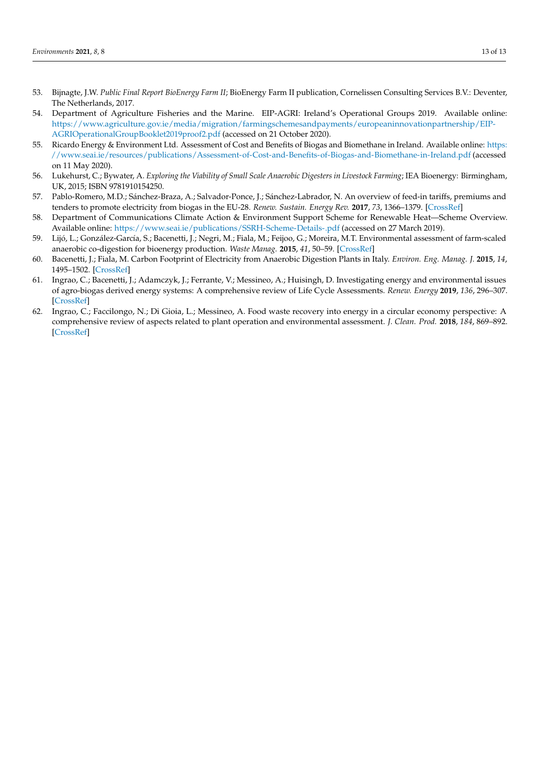53. Bijnagte, J.W. *Public Final Report BioEnergy Farm II*; BioEnergy Farm II publication, Cornelissen Consulting Services B.V.: Deventer, The Netherlands, 2017.
54. Department of Agriculture Fisheries and the Marine. EIP-AGRI: Ireland's Operational Groups 2019. Available online: https://www.agriculture.gov.ie/media/migration/farmingschemesandpayments/europeaninnovationpartnership/EIP-AGRIOperationalGroupBooklet2019proof2.pdf (accessed on 21 October 2020).
55. Ricardo Energy & Environment Ltd. Assessment of Cost and Benefits of Biogas and Biomethane in Ireland. Available online: https://www.seai.ie/resources/publications/Assessment-of-Cost-and-Benefits-of-Biogas-and-Biomethane-in-Ireland.pdf (accessed on 11 May 2020).
56. Lukehurst, C.; Bywater, A. *Exploring the Viability of Small Scale Anaerobic Digesters in Livestock Farming*; IEA Bioenergy: Birmingham, UK, 2015; ISBN 9781910154250.
57. Pablo-Romero, M.D.; Sánchez-Braza, A.; Salvador-Ponce, J.; Sánchez-Labrador, N. An overview of feed-in tariffs, premiums and tenders to promote electricity from biogas in the EU-28. *Renew. Sustain. Energy Rev.* **2017**, *73*, 1366–1379. [CrossRef]
58. Department of Communications Climate Action & Environment Support Scheme for Renewable Heat—Scheme Overview. Available online: https://www.seai.ie/publications/SSRH-Scheme-Details-.pdf (accessed on 27 March 2019).
59. Lijó, L.; González-García, S.; Bacenetti, J.; Negri, M.; Fiala, M.; Feijoo, G.; Moreira, M.T. Environmental assessment of farm-scaled anaerobic co-digestion for bioenergy production. *Waste Manag.* **2015**, *41*, 50–59. [CrossRef]
60. Bacenetti, J.; Fiala, M. Carbon Footprint of Electricity from Anaerobic Digestion Plants in Italy. *Environ. Eng. Manag. J.* **2015**, *14*, 1495–1502. [CrossRef]
61. Ingrao, C.; Bacenetti, J.; Adamczyk, J.; Ferrante, V.; Messineo, A.; Huisingh, D. Investigating energy and environmental issues of agro-biogas derived energy systems: A comprehensive review of Life Cycle Assessments. *Renew. Energy* **2019**, *136*, 296–307. [CrossRef]
62. Ingrao, C.; Faccilongo, N.; Di Gioia, L.; Messineo, A. Food waste recovery into energy in a circular economy perspective: A comprehensive review of aspects related to plant operation and environmental assessment. *J. Clean. Prod.* **2018**, *184*, 869–892. [CrossRef]